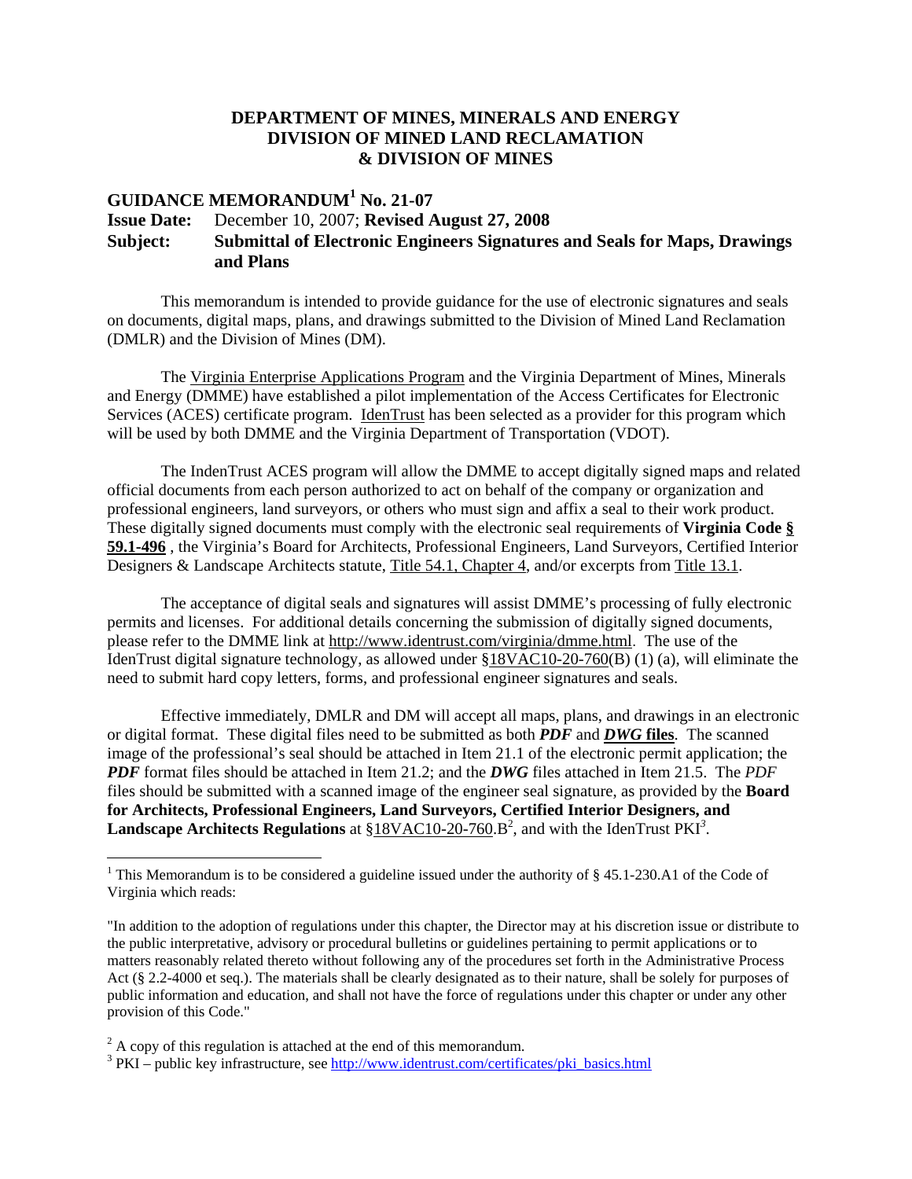# DEPARTMENT OF MINES, MINERALS AND ENERGY
# DIVISION OF MINED LAND RECLAMATION
# & DIVISION OF MINES

**GUIDANCE MEMORANDUM[1] No. 21-07**

**Issue Date:** December 10, 2007; **Revised August 27, 2008**

**Subject: Submittal of Electronic Engineers Signatures and Seals for Maps, Drawings and Plans**

This memorandum is intended to provide guidance for the use of electronic signatures and seals on documents, digital maps, plans, and drawings submitted to the Division of Mined Land Reclamation (DMLR) and the Division of Mines (DM).

The Virginia Enterprise Applications Program and the Virginia Department of Mines, Minerals and Energy (DMME) have established a pilot implementation of the Access Certificates for Electronic Services (ACES) certificate program. IdenTrust has been selected as a provider for this program which will be used by both DMME and the Virginia Department of Transportation (VDOT).

The IndenTrust ACES program will allow the DMME to accept digitally signed maps and related official documents from each person authorized to act on behalf of the company or organization and professional engineers, land surveyors, or others who must sign and affix a seal to their work product. These digitally signed documents must comply with the electronic seal requirements of **Virginia Code § 59.1-496** , the Virginia's Board for Architects, Professional Engineers, Land Surveyors, Certified Interior Designers & Landscape Architects statute, Title 54.1, Chapter 4, and/or excerpts from Title 13.1.

The acceptance of digital seals and signatures will assist DMME's processing of fully electronic permits and licenses. For additional details concerning the submission of digitally signed documents, please refer to the DMME link at http://www.identrust.com/virginia/dmme.html. The use of the IdenTrust digital signature technology, as allowed under §18VAC10-20-760(B) (1) (a), will eliminate the need to submit hard copy letters, forms, and professional engineer signatures and seals.

Effective immediately, DMLR and DM will accept all maps, plans, and drawings in an electronic or digital format. These digital files need to be submitted as both ***PDF*** and ***DWG* files**. The scanned image of the professional's seal should be attached in Item 21.1 of the electronic permit application; the ***PDF*** format files should be attached in Item 21.2; and the ***DWG*** files attached in Item 21.5. The *PDF* files should be submitted with a scanned image of the engineer seal signature, as provided by the **Board for Architects, Professional Engineers, Land Surveyors, Certified Interior Designers, and Landscape Architects Regulations** at §18VAC10-20-760.B[2], and with the IdenTrust PKI[3].

---

[1] This Memorandum is to be considered a guideline issued under the authority of § 45.1-230.A1 of the Code of Virginia which reads:

"In addition to the adoption of regulations under this chapter, the Director may at his discretion issue or distribute to the public interpretative, advisory or procedural bulletins or guidelines pertaining to permit applications or to matters reasonably related thereto without following any of the procedures set forth in the Administrative Process Act (§ 2.2-4000 et seq.). The materials shall be clearly designated as to their nature, shall be solely for purposes of public information and education, and shall not have the force of regulations under this chapter or under any other provision of this Code."

[2] A copy of this regulation is attached at the end of this memorandum.

[3] PKI – public key infrastructure, see http://www.identrust.com/certificates/pki_basics.html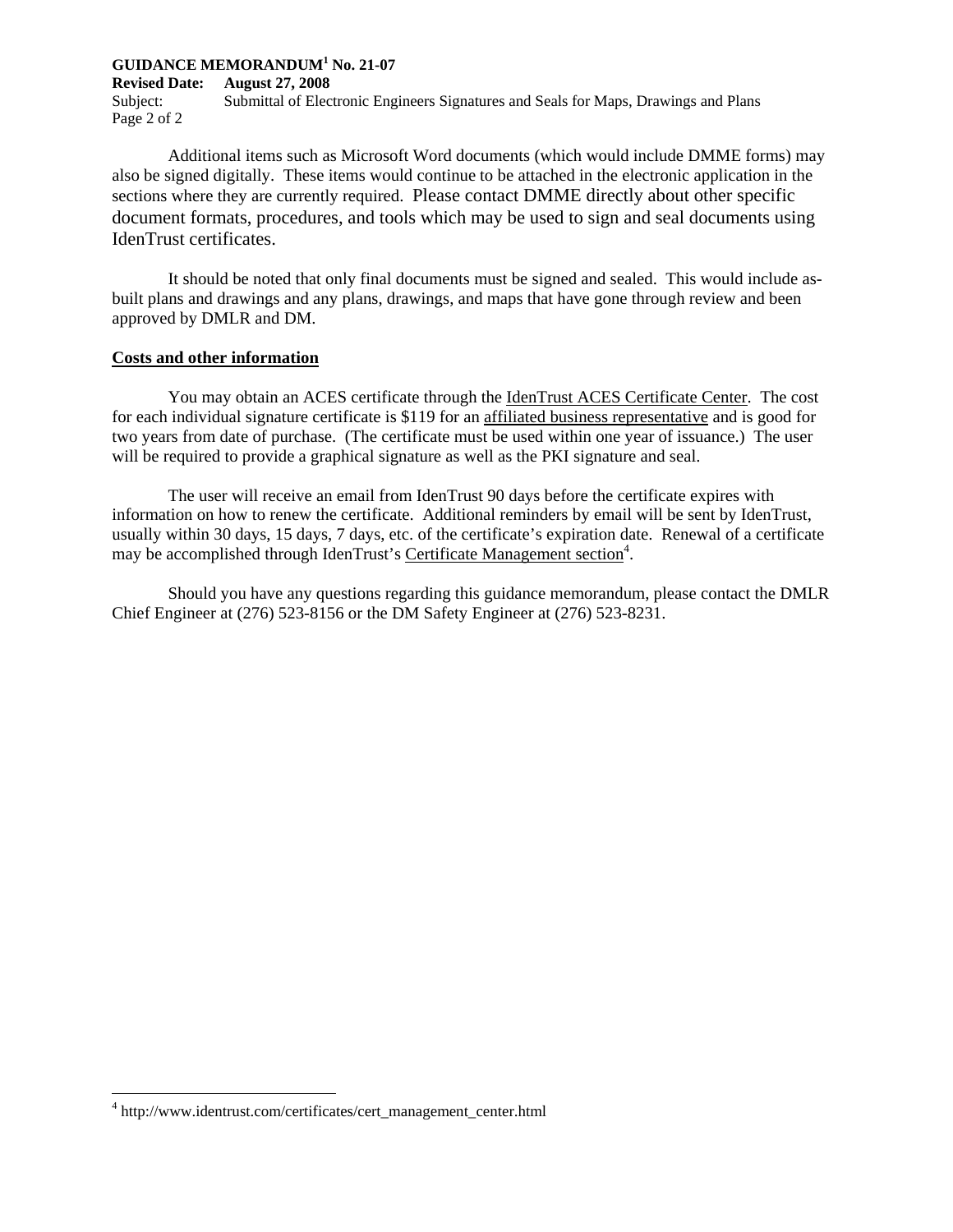Additional items such as Microsoft Word documents (which would include DMME forms) may also be signed digitally. These items would continue to be attached in the electronic application in the sections where they are currently required. Please contact DMME directly about other specific document formats, procedures, and tools which may be used to sign and seal documents using IdenTrust certificates.

It should be noted that only final documents must be signed and sealed. This would include as-built plans and drawings and any plans, drawings, and maps that have gone through review and been approved by DMLR and DM.

**Costs and other information**

You may obtain an ACES certificate through the IdenTrust ACES Certificate Center. The cost for each individual signature certificate is $119 for an affiliated business representative and is good for two years from date of purchase. (The certificate must be used within one year of issuance.) The user will be required to provide a graphical signature as well as the PKI signature and seal.

The user will receive an email from IdenTrust 90 days before the certificate expires with information on how to renew the certificate. Additional reminders by email will be sent by IdenTrust, usually within 30 days, 15 days, 7 days, etc. of the certificate's expiration date. Renewal of a certificate may be accomplished through IdenTrust's Certificate Management section[4].

Should you have any questions regarding this guidance memorandum, please contact the DMLR Chief Engineer at (276) 523-8156 or the DM Safety Engineer at (276) 523-8231.

[4] http://www.identrust.com/certificates/cert_management_center.html